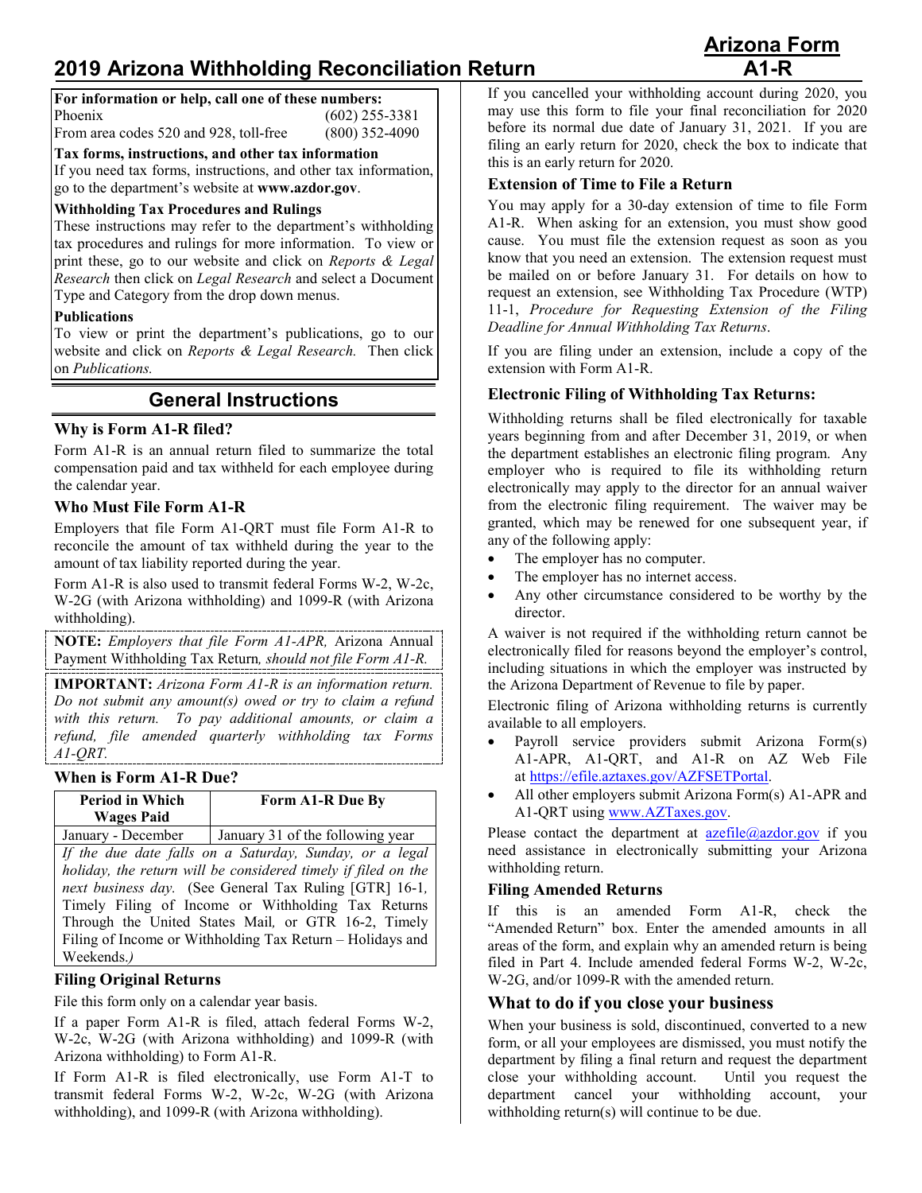# 2019 Arizona Withholding Reconciliation Return

**Arizona Form A1-R**

**For information or help, call one of these numbers:**

| | |
|---|---|
| Phoenix | (602) 255-3381 |
| From area codes 520 and 928, toll-free | (800) 352-4090 |

**Tax forms, instructions, and other tax information**

If you need tax forms, instructions, and other tax information, go to the department's website at **www.azdor.gov**.

**Withholding Tax Procedures and Rulings**

These instructions may refer to the department's withholding tax procedures and rulings for more information. To view or print these, go to our website and click on *Reports & Legal Research* then click on *Legal Research* and select a Document Type and Category from the drop down menus.

**Publications**

To view or print the department's publications, go to our website and click on *Reports & Legal Research.* Then click on *Publications.*

## General Instructions

### Why is Form A1-R filed?

Form A1-R is an annual return filed to summarize the total compensation paid and tax withheld for each employee during the calendar year.

### Who Must File Form A1-R

Employers that file Form A1-QRT must file Form A1-R to reconcile the amount of tax withheld during the year to the amount of tax liability reported during the year.

Form A1-R is also used to transmit federal Forms W-2, W-2c, W-2G (with Arizona withholding) and 1099-R (with Arizona withholding).

**NOTE:** *Employers that file Form A1-APR,* Arizona Annual Payment Withholding Tax Return*, should not file Form A1-R.*

**IMPORTANT:** *Arizona Form A1-R is an information return. Do not submit any amount(s) owed or try to claim a refund with this return. To pay additional amounts, or claim a refund, file amended quarterly withholding tax Forms A1-QRT.*

### When is Form A1-R Due?

| Period in Which Wages Paid | Form A1-R Due By |
|---|---|
| January - December | January 31 of the following year |

*If the due date falls on a Saturday, Sunday, or a legal holiday, the return will be considered timely if filed on the next business day.* (See General Tax Ruling [GTR] 16-1*,* Timely Filing of Income or Withholding Tax Returns Through the United States Mail*,* or GTR 16-2, Timely Filing of Income or Withholding Tax Return – Holidays and Weekends.*)*

### Filing Original Returns

File this form only on a calendar year basis.

If a paper Form A1-R is filed, attach federal Forms W-2, W-2c, W-2G (with Arizona withholding) and 1099-R (with Arizona withholding) to Form A1-R.

If Form A1-R is filed electronically, use Form A1-T to transmit federal Forms W-2, W-2c, W-2G (with Arizona withholding), and 1099-R (with Arizona withholding).

If you cancelled your withholding account during 2020, you may use this form to file your final reconciliation for 2020 before its normal due date of January 31, 2021. If you are filing an early return for 2020, check the box to indicate that this is an early return for 2020.

### Extension of Time to File a Return

You may apply for a 30-day extension of time to file Form A1-R. When asking for an extension, you must show good cause. You must file the extension request as soon as you know that you need an extension. The extension request must be mailed on or before January 31. For details on how to request an extension, see Withholding Tax Procedure (WTP) 11-1, *Procedure for Requesting Extension of the Filing Deadline for Annual Withholding Tax Returns*.

If you are filing under an extension, include a copy of the extension with Form A1-R.

### Electronic Filing of Withholding Tax Returns:

Withholding returns shall be filed electronically for taxable years beginning from and after December 31, 2019, or when the department establishes an electronic filing program. Any employer who is required to file its withholding return electronically may apply to the director for an annual waiver from the electronic filing requirement. The waiver may be granted, which may be renewed for one subsequent year, if any of the following apply:

- The employer has no computer.
- The employer has no internet access.
- Any other circumstance considered to be worthy by the director.

A waiver is not required if the withholding return cannot be electronically filed for reasons beyond the employer's control, including situations in which the employer was instructed by the Arizona Department of Revenue to file by paper.

Electronic filing of Arizona withholding returns is currently available to all employers.

- Payroll service providers submit Arizona Form(s) A1-APR, A1-QRT, and A1-R on AZ Web File at https://efile.aztaxes.gov/AZFSETPortal.
- All other employers submit Arizona Form(s) A1-APR and A1-QRT using www.AZTaxes.gov.

Please contact the department at azefile@azdor.gov if you need assistance in electronically submitting your Arizona withholding return.

### Filing Amended Returns

If this is an amended Form A1-R, check the "Amended Return" box. Enter the amended amounts in all areas of the form, and explain why an amended return is being filed in Part 4. Include amended federal Forms W-2, W-2c, W-2G, and/or 1099-R with the amended return.

### What to do if you close your business

When your business is sold, discontinued, converted to a new form, or all your employees are dismissed, you must notify the department by filing a final return and request the department close your withholding account. Until you request the department cancel your withholding account, your withholding return(s) will continue to be due.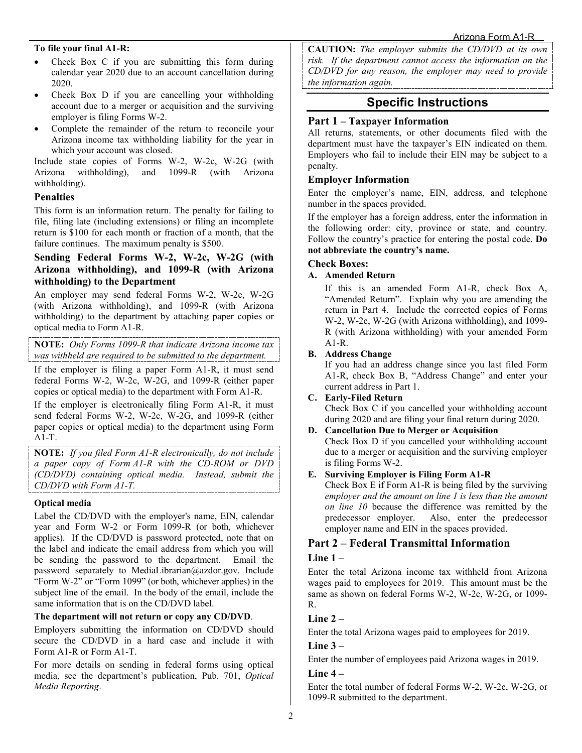**To file your final A1-R:**

- Check Box C if you are submitting this form during calendar year 2020 due to an account cancellation during 2020.
- Check Box D if you are cancelling your withholding account due to a merger or acquisition and the surviving employer is filing Forms W-2.
- Complete the remainder of the return to reconcile your Arizona income tax withholding liability for the year in which your account was closed.

Include state copies of Forms W-2, W-2c, W-2G (with Arizona withholding), and 1099-R (with Arizona withholding).

### Penalties

This form is an information return. The penalty for failing to file, filing late (including extensions) or filing an incomplete return is $100 for each month or fraction of a month, that the failure continues. The maximum penalty is $500.

### Sending Federal Forms W-2, W-2c, W-2G (with Arizona withholding), and 1099-R (with Arizona withholding) to the Department

An employer may send federal Forms W-2, W-2c, W-2G (with Arizona withholding), and 1099-R (with Arizona withholding) to the department by attaching paper copies or optical media to Form A1-R.

**NOTE:** *Only Forms 1099-R that indicate Arizona income tax was withheld are required to be submitted to the department.*

If the employer is filing a paper Form A1-R, it must send federal Forms W-2, W-2c, W-2G, and 1099-R (either paper copies or optical media) to the department with Form A1-R.

If the employer is electronically filing Form A1-R, it must send federal Forms W-2, W-2c, W-2G, and 1099-R (either paper copies or optical media) to the department using Form A1-T.

**NOTE:** *If you filed Form A1-R electronically, do not include a paper copy of Form A1-R with the CD-ROM or DVD (CD/DVD) containing optical media. Instead, submit the CD/DVD with Form A1-T.*

**Optical media**

Label the CD/DVD with the employer's name, EIN, calendar year and Form W-2 or Form 1099-R (or both, whichever applies). If the CD/DVD is password protected, note that on the label and indicate the email address from which you will be sending the password to the department. Email the password separately to MediaLibrarian@azdor.gov. Include "Form W-2" or "Form 1099" (or both, whichever applies) in the subject line of the email. In the body of the email, include the same information that is on the CD/DVD label.

**The department will not return or copy any CD/DVD**.

Employers submitting the information on CD/DVD should secure the CD/DVD in a hard case and include it with Form A1-R or Form A1-T.

For more details on sending in federal forms using optical media, see the department's publication, Pub. 701, *Optical Media Reporting*.

**CAUTION:** *The employer submits the CD/DVD at its own risk. If the department cannot access the information on the CD/DVD for any reason, the employer may need to provide the information again.*

## Specific Instructions

### Part 1 – Taxpayer Information

All returns, statements, or other documents filed with the department must have the taxpayer's EIN indicated on them. Employers who fail to include their EIN may be subject to a penalty.

### Employer Information

Enter the employer's name, EIN, address, and telephone number in the spaces provided.

If the employer has a foreign address, enter the information in the following order: city, province or state, and country. Follow the country's practice for entering the postal code. **Do not abbreviate the country's name.**

### Check Boxes:

**A. Amended Return**

If this is an amended Form A1-R, check Box A, "Amended Return". Explain why you are amending the return in Part 4. Include the corrected copies of Forms W-2, W-2c, W-2G (with Arizona withholding), and 1099-R (with Arizona withholding) with your amended Form A1-R.

**B. Address Change**

If you had an address change since you last filed Form A1-R, check Box B, "Address Change" and enter your current address in Part 1.

**C. Early-Filed Return**

Check Box C if you cancelled your withholding account during 2020 and are filing your final return during 2020.

**D. Cancellation Due to Merger or Acquisition**

Check Box D if you cancelled your withholding account due to a merger or acquisition and the surviving employer is filing Forms W-2.

**E. Surviving Employer is Filing Form A1-R**

Check Box E if Form A1-R is being filed by the surviving *employer and the amount on line 1 is less than the amount on line 10* because the difference was remitted by the predecessor employer. Also, enter the predecessor employer name and EIN in the spaces provided.

### Part 2 – Federal Transmittal Information

### Line 1 –

Enter the total Arizona income tax withheld from Arizona wages paid to employees for 2019. This amount must be the same as shown on federal Forms W-2, W-2c, W-2G, or 1099-R.

### Line 2 –

Enter the total Arizona wages paid to employees for 2019.

### Line 3 –

Enter the number of employees paid Arizona wages in 2019.

### Line 4 –

Enter the total number of federal Forms W-2, W-2c, W-2G, or 1099-R submitted to the department.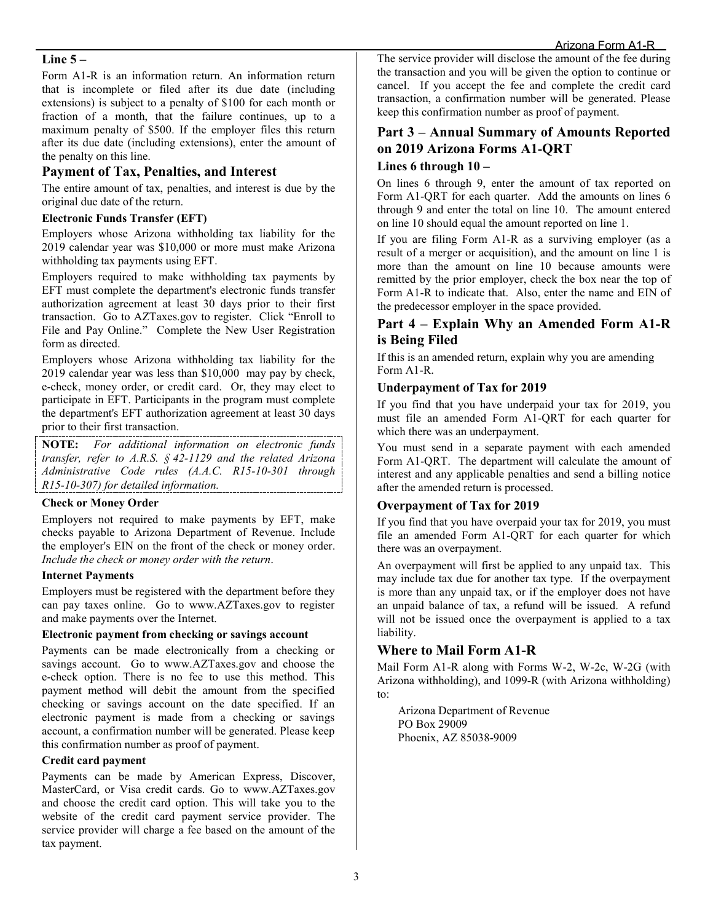### Line 5 –

Form A1-R is an information return. An information return that is incomplete or filed after its due date (including extensions) is subject to a penalty of $100 for each month or fraction of a month, that the failure continues, up to a maximum penalty of $500. If the employer files this return after its due date (including extensions), enter the amount of the penalty on this line.

## Payment of Tax, Penalties, and Interest

The entire amount of tax, penalties, and interest is due by the original due date of the return.

#### Electronic Funds Transfer (EFT)

Employers whose Arizona withholding tax liability for the 2019 calendar year was $10,000 or more must make Arizona withholding tax payments using EFT.

Employers required to make withholding tax payments by EFT must complete the department's electronic funds transfer authorization agreement at least 30 days prior to their first transaction. Go to AZTaxes.gov to register. Click "Enroll to File and Pay Online." Complete the New User Registration form as directed.

Employers whose Arizona withholding tax liability for the 2019 calendar year was less than $10,000 may pay by check, e-check, money order, or credit card. Or, they may elect to participate in EFT. Participants in the program must complete the department's EFT authorization agreement at least 30 days prior to their first transaction.

> **NOTE:** *For additional information on electronic funds transfer, refer to A.R.S. § 42-1129 and the related Arizona Administrative Code rules (A.A.C. R15-10-301 through R15-10-307) for detailed information.*

#### Check or Money Order

Employers not required to make payments by EFT, make checks payable to Arizona Department of Revenue. Include the employer's EIN on the front of the check or money order. *Include the check or money order with the return*.

#### Internet Payments

Employers must be registered with the department before they can pay taxes online. Go to www.AZTaxes.gov to register and make payments over the Internet.

#### Electronic payment from checking or savings account

Payments can be made electronically from a checking or savings account. Go to www.AZTaxes.gov and choose the e-check option. There is no fee to use this method. This payment method will debit the amount from the specified checking or savings account on the date specified. If an electronic payment is made from a checking or savings account, a confirmation number will be generated. Please keep this confirmation number as proof of payment.

#### Credit card payment

Payments can be made by American Express, Discover, MasterCard, or Visa credit cards. Go to www.AZTaxes.gov and choose the credit card option. This will take you to the website of the credit card payment service provider. The service provider will charge a fee based on the amount of the tax payment. The service provider will disclose the amount of the fee during the transaction and you will be given the option to continue or cancel. If you accept the fee and complete the credit card transaction, a confirmation number will be generated. Please keep this confirmation number as proof of payment.

## Part 3 – Annual Summary of Amounts Reported on 2019 Arizona Forms A1-QRT

### Lines 6 through 10 –

On lines 6 through 9, enter the amount of tax reported on Form A1-QRT for each quarter. Add the amounts on lines 6 through 9 and enter the total on line 10. The amount entered on line 10 should equal the amount reported on line 1.

If you are filing Form A1-R as a surviving employer (as a result of a merger or acquisition), and the amount on line 1 is more than the amount on line 10 because amounts were remitted by the prior employer, check the box near the top of Form A1-R to indicate that. Also, enter the name and EIN of the predecessor employer in the space provided.

## Part 4 – Explain Why an Amended Form A1-R is Being Filed

If this is an amended return, explain why you are amending Form A1-R.

### Underpayment of Tax for 2019

If you find that you have underpaid your tax for 2019, you must file an amended Form A1-QRT for each quarter for which there was an underpayment.

You must send in a separate payment with each amended Form A1-QRT. The department will calculate the amount of interest and any applicable penalties and send a billing notice after the amended return is processed.

### Overpayment of Tax for 2019

If you find that you have overpaid your tax for 2019, you must file an amended Form A1-QRT for each quarter for which there was an overpayment.

An overpayment will first be applied to any unpaid tax. This may include tax due for another tax type. If the overpayment is more than any unpaid tax, or if the employer does not have an unpaid balance of tax, a refund will be issued. A refund will not be issued once the overpayment is applied to a tax liability.

## Where to Mail Form A1-R

Mail Form A1-R along with Forms W-2, W-2c, W-2G (with Arizona withholding), and 1099-R (with Arizona withholding) to:

Arizona Department of Revenue
PO Box 29009
Phoenix, AZ 85038-9009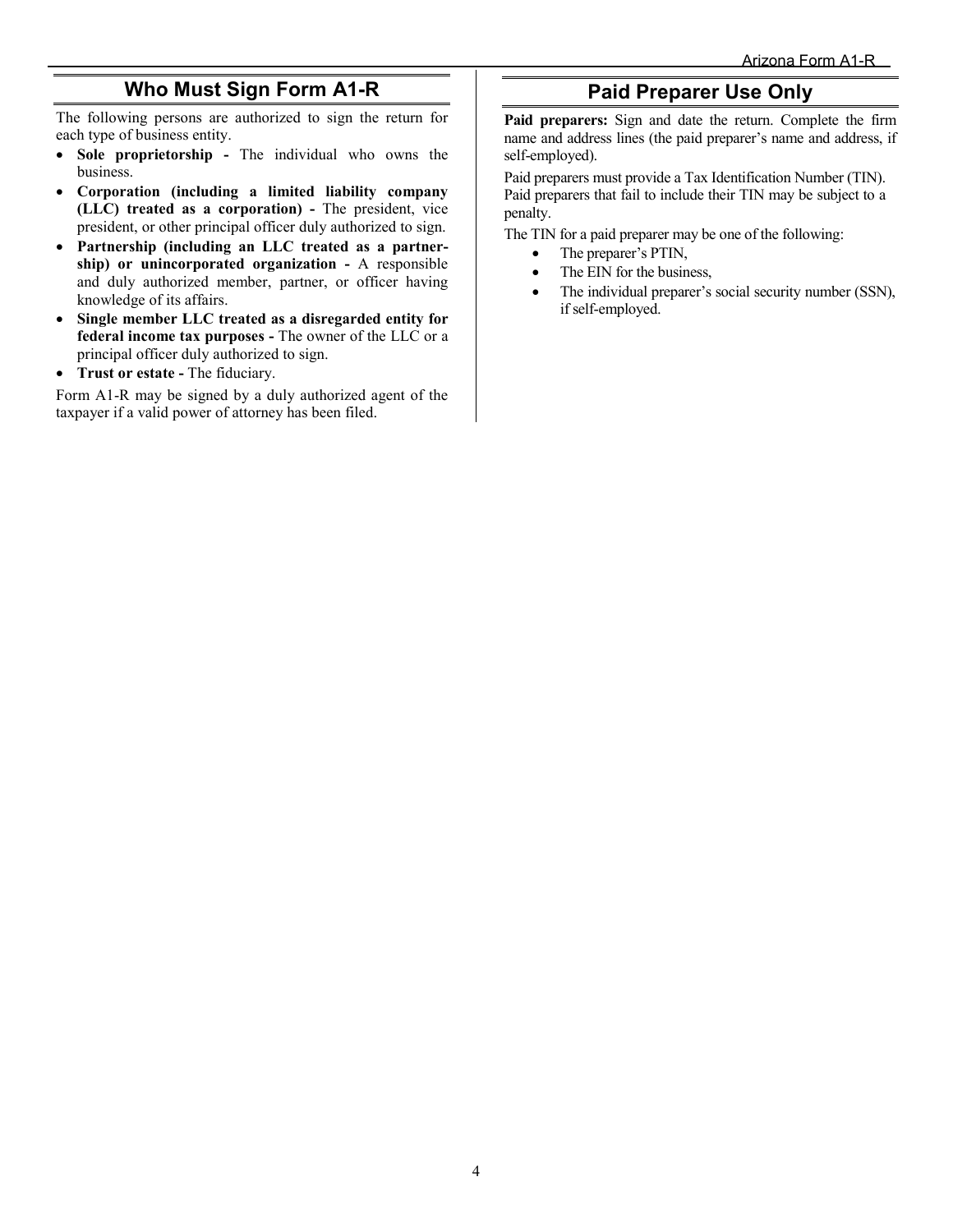## Who Must Sign Form A1-R

The following persons are authorized to sign the return for each type of business entity.

- **Sole proprietorship -** The individual who owns the business.
- **Corporation (including a limited liability company (LLC) treated as a corporation) -** The president, vice president, or other principal officer duly authorized to sign.
- **Partnership (including an LLC treated as a partnership) or unincorporated organization -** A responsible and duly authorized member, partner, or officer having knowledge of its affairs.
- **Single member LLC treated as a disregarded entity for federal income tax purposes -** The owner of the LLC or a principal officer duly authorized to sign.
- **Trust or estate -** The fiduciary.

Form A1-R may be signed by a duly authorized agent of the taxpayer if a valid power of attorney has been filed.

## Paid Preparer Use Only

**Paid preparers:** Sign and date the return. Complete the firm name and address lines (the paid preparer's name and address, if self-employed).

Paid preparers must provide a Tax Identification Number (TIN). Paid preparers that fail to include their TIN may be subject to a penalty.

The TIN for a paid preparer may be one of the following:

- The preparer's PTIN,
- The EIN for the business,
- The individual preparer's social security number (SSN), if self-employed.